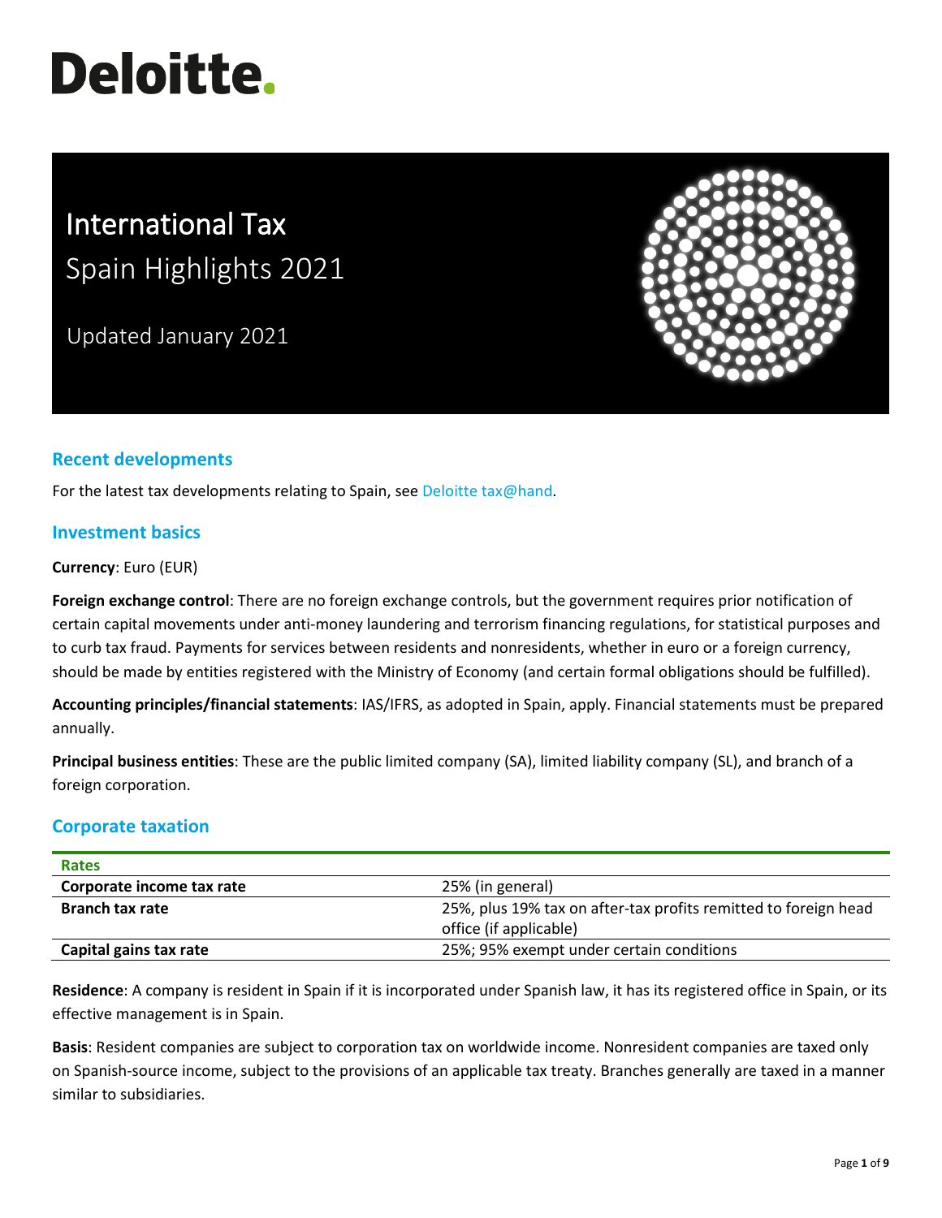# Deloitte.

# International Tax
## Spain Highlights 2021

Updated January 2021

## Recent developments

For the latest tax developments relating to Spain, see Deloitte tax@hand.

## Investment basics

**Currency**: Euro (EUR)

**Foreign exchange control**: There are no foreign exchange controls, but the government requires prior notification of certain capital movements under anti-money laundering and terrorism financing regulations, for statistical purposes and to curb tax fraud. Payments for services between residents and nonresidents, whether in euro or a foreign currency, should be made by entities registered with the Ministry of Economy (and certain formal obligations should be fulfilled).

**Accounting principles/financial statements**: IAS/IFRS, as adopted in Spain, apply. Financial statements must be prepared annually.

**Principal business entities**: These are the public limited company (SA), limited liability company (SL), and branch of a foreign corporation.

## Corporate taxation

| Rates | |
|---|---|
| **Corporate income tax rate** | 25% (in general) |
| **Branch tax rate** | 25%, plus 19% tax on after-tax profits remitted to foreign head office (if applicable) |
| **Capital gains tax rate** | 25%; 95% exempt under certain conditions |

**Residence**: A company is resident in Spain if it is incorporated under Spanish law, it has its registered office in Spain, or its effective management is in Spain.

**Basis**: Resident companies are subject to corporation tax on worldwide income. Nonresident companies are taxed only on Spanish-source income, subject to the provisions of an applicable tax treaty. Branches generally are taxed in a manner similar to subsidiaries.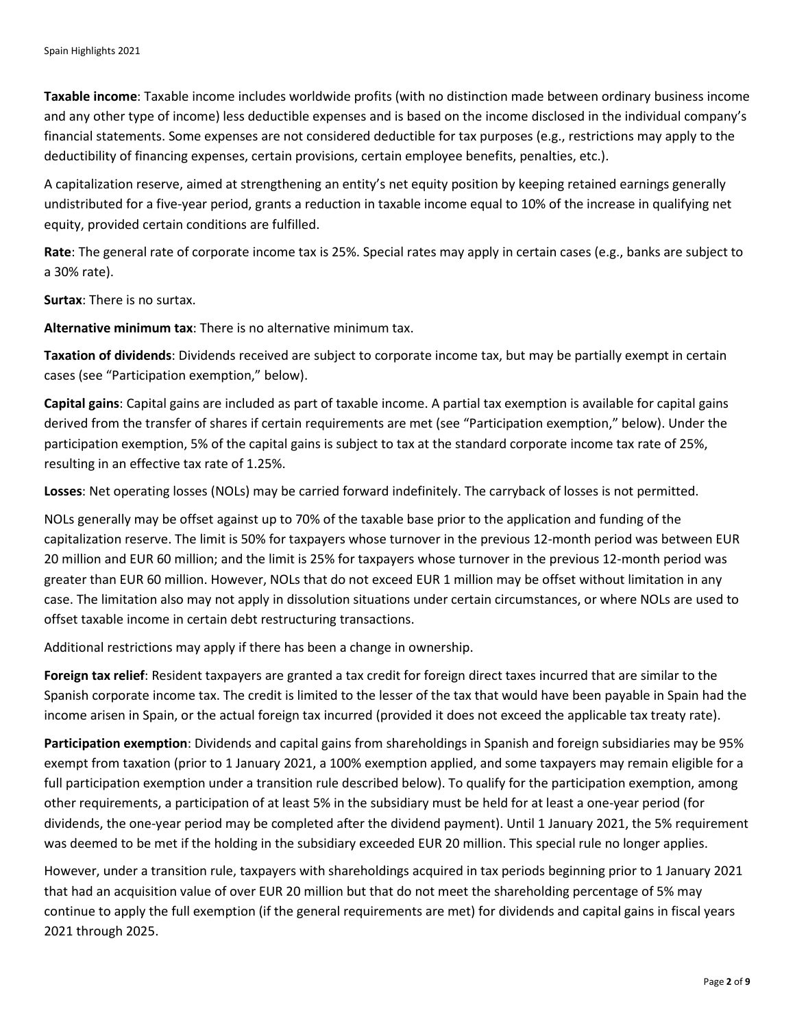**Taxable income**: Taxable income includes worldwide profits (with no distinction made between ordinary business income and any other type of income) less deductible expenses and is based on the income disclosed in the individual company's financial statements. Some expenses are not considered deductible for tax purposes (e.g., restrictions may apply to the deductibility of financing expenses, certain provisions, certain employee benefits, penalties, etc.).

A capitalization reserve, aimed at strengthening an entity's net equity position by keeping retained earnings generally undistributed for a five-year period, grants a reduction in taxable income equal to 10% of the increase in qualifying net equity, provided certain conditions are fulfilled.

**Rate**: The general rate of corporate income tax is 25%. Special rates may apply in certain cases (e.g., banks are subject to a 30% rate).

**Surtax**: There is no surtax.

**Alternative minimum tax**: There is no alternative minimum tax.

**Taxation of dividends**: Dividends received are subject to corporate income tax, but may be partially exempt in certain cases (see "Participation exemption," below).

**Capital gains**: Capital gains are included as part of taxable income. A partial tax exemption is available for capital gains derived from the transfer of shares if certain requirements are met (see "Participation exemption," below). Under the participation exemption, 5% of the capital gains is subject to tax at the standard corporate income tax rate of 25%, resulting in an effective tax rate of 1.25%.

**Losses**: Net operating losses (NOLs) may be carried forward indefinitely. The carryback of losses is not permitted.

NOLs generally may be offset against up to 70% of the taxable base prior to the application and funding of the capitalization reserve. The limit is 50% for taxpayers whose turnover in the previous 12-month period was between EUR 20 million and EUR 60 million; and the limit is 25% for taxpayers whose turnover in the previous 12-month period was greater than EUR 60 million. However, NOLs that do not exceed EUR 1 million may be offset without limitation in any case. The limitation also may not apply in dissolution situations under certain circumstances, or where NOLs are used to offset taxable income in certain debt restructuring transactions.

Additional restrictions may apply if there has been a change in ownership.

**Foreign tax relief**: Resident taxpayers are granted a tax credit for foreign direct taxes incurred that are similar to the Spanish corporate income tax. The credit is limited to the lesser of the tax that would have been payable in Spain had the income arisen in Spain, or the actual foreign tax incurred (provided it does not exceed the applicable tax treaty rate).

**Participation exemption**: Dividends and capital gains from shareholdings in Spanish and foreign subsidiaries may be 95% exempt from taxation (prior to 1 January 2021, a 100% exemption applied, and some taxpayers may remain eligible for a full participation exemption under a transition rule described below). To qualify for the participation exemption, among other requirements, a participation of at least 5% in the subsidiary must be held for at least a one-year period (for dividends, the one-year period may be completed after the dividend payment). Until 1 January 2021, the 5% requirement was deemed to be met if the holding in the subsidiary exceeded EUR 20 million. This special rule no longer applies.

However, under a transition rule, taxpayers with shareholdings acquired in tax periods beginning prior to 1 January 2021 that had an acquisition value of over EUR 20 million but that do not meet the shareholding percentage of 5% may continue to apply the full exemption (if the general requirements are met) for dividends and capital gains in fiscal years 2021 through 2025.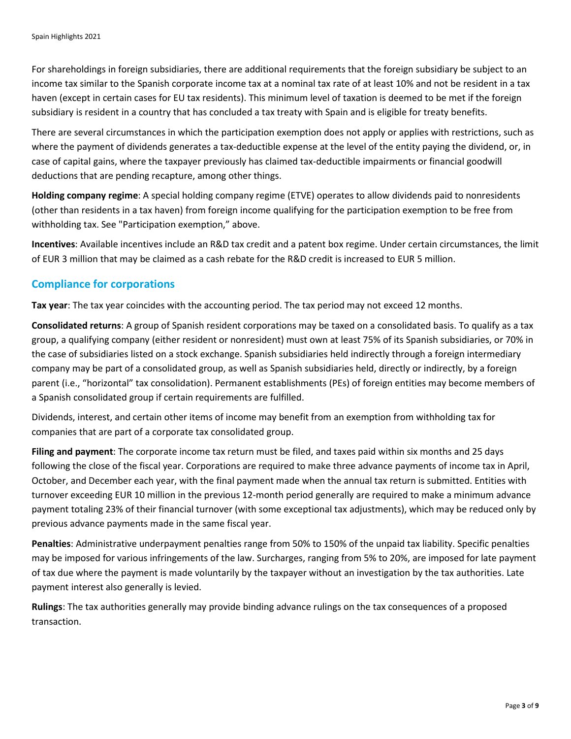For shareholdings in foreign subsidiaries, there are additional requirements that the foreign subsidiary be subject to an income tax similar to the Spanish corporate income tax at a nominal tax rate of at least 10% and not be resident in a tax haven (except in certain cases for EU tax residents). This minimum level of taxation is deemed to be met if the foreign subsidiary is resident in a country that has concluded a tax treaty with Spain and is eligible for treaty benefits.

There are several circumstances in which the participation exemption does not apply or applies with restrictions, such as where the payment of dividends generates a tax-deductible expense at the level of the entity paying the dividend, or, in case of capital gains, where the taxpayer previously has claimed tax-deductible impairments or financial goodwill deductions that are pending recapture, among other things.

**Holding company regime**: A special holding company regime (ETVE) operates to allow dividends paid to nonresidents (other than residents in a tax haven) from foreign income qualifying for the participation exemption to be free from withholding tax. See "Participation exemption," above.

**Incentives**: Available incentives include an R&D tax credit and a patent box regime. Under certain circumstances, the limit of EUR 3 million that may be claimed as a cash rebate for the R&D credit is increased to EUR 5 million.

## Compliance for corporations

**Tax year**: The tax year coincides with the accounting period. The tax period may not exceed 12 months.

**Consolidated returns**: A group of Spanish resident corporations may be taxed on a consolidated basis. To qualify as a tax group, a qualifying company (either resident or nonresident) must own at least 75% of its Spanish subsidiaries, or 70% in the case of subsidiaries listed on a stock exchange. Spanish subsidiaries held indirectly through a foreign intermediary company may be part of a consolidated group, as well as Spanish subsidiaries held, directly or indirectly, by a foreign parent (i.e., "horizontal" tax consolidation). Permanent establishments (PEs) of foreign entities may become members of a Spanish consolidated group if certain requirements are fulfilled.

Dividends, interest, and certain other items of income may benefit from an exemption from withholding tax for companies that are part of a corporate tax consolidated group.

**Filing and payment**: The corporate income tax return must be filed, and taxes paid within six months and 25 days following the close of the fiscal year. Corporations are required to make three advance payments of income tax in April, October, and December each year, with the final payment made when the annual tax return is submitted. Entities with turnover exceeding EUR 10 million in the previous 12-month period generally are required to make a minimum advance payment totaling 23% of their financial turnover (with some exceptional tax adjustments), which may be reduced only by previous advance payments made in the same fiscal year.

**Penalties**: Administrative underpayment penalties range from 50% to 150% of the unpaid tax liability. Specific penalties may be imposed for various infringements of the law. Surcharges, ranging from 5% to 20%, are imposed for late payment of tax due where the payment is made voluntarily by the taxpayer without an investigation by the tax authorities. Late payment interest also generally is levied.

**Rulings**: The tax authorities generally may provide binding advance rulings on the tax consequences of a proposed transaction.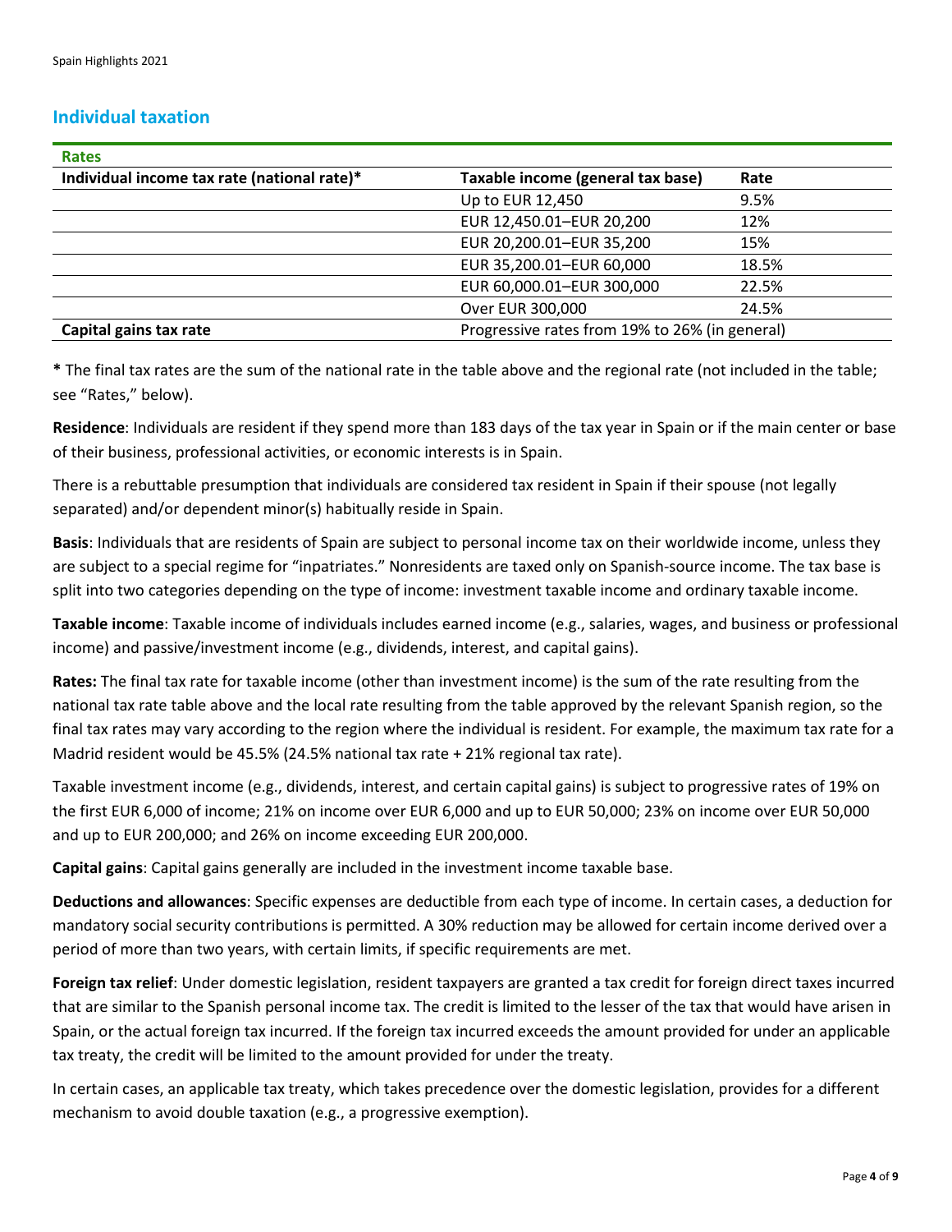## Individual taxation

| Rates | | |
|---|---|---|
| **Individual income tax rate (national rate)*** | **Taxable income (general tax base)** | **Rate** |
| | Up to EUR 12,450 | 9.5% |
| | EUR 12,450.01–EUR 20,200 | 12% |
| | EUR 20,200.01–EUR 35,200 | 15% |
| | EUR 35,200.01–EUR 60,000 | 18.5% |
| | EUR 60,000.01–EUR 300,000 | 22.5% |
| | Over EUR 300,000 | 24.5% |
| **Capital gains tax rate** | Progressive rates from 19% to 26% (in general) | |

**\*** The final tax rates are the sum of the national rate in the table above and the regional rate (not included in the table; see "Rates," below).

**Residence**: Individuals are resident if they spend more than 183 days of the tax year in Spain or if the main center or base of their business, professional activities, or economic interests is in Spain.

There is a rebuttable presumption that individuals are considered tax resident in Spain if their spouse (not legally separated) and/or dependent minor(s) habitually reside in Spain.

**Basis**: Individuals that are residents of Spain are subject to personal income tax on their worldwide income, unless they are subject to a special regime for "inpatriates." Nonresidents are taxed only on Spanish-source income. The tax base is split into two categories depending on the type of income: investment taxable income and ordinary taxable income.

**Taxable income**: Taxable income of individuals includes earned income (e.g., salaries, wages, and business or professional income) and passive/investment income (e.g., dividends, interest, and capital gains).

**Rates:** The final tax rate for taxable income (other than investment income) is the sum of the rate resulting from the national tax rate table above and the local rate resulting from the table approved by the relevant Spanish region, so the final tax rates may vary according to the region where the individual is resident. For example, the maximum tax rate for a Madrid resident would be 45.5% (24.5% national tax rate + 21% regional tax rate).

Taxable investment income (e.g., dividends, interest, and certain capital gains) is subject to progressive rates of 19% on the first EUR 6,000 of income; 21% on income over EUR 6,000 and up to EUR 50,000; 23% on income over EUR 50,000 and up to EUR 200,000; and 26% on income exceeding EUR 200,000.

**Capital gains**: Capital gains generally are included in the investment income taxable base.

**Deductions and allowances**: Specific expenses are deductible from each type of income. In certain cases, a deduction for mandatory social security contributions is permitted. A 30% reduction may be allowed for certain income derived over a period of more than two years, with certain limits, if specific requirements are met.

**Foreign tax relief**: Under domestic legislation, resident taxpayers are granted a tax credit for foreign direct taxes incurred that are similar to the Spanish personal income tax. The credit is limited to the lesser of the tax that would have arisen in Spain, or the actual foreign tax incurred. If the foreign tax incurred exceeds the amount provided for under an applicable tax treaty, the credit will be limited to the amount provided for under the treaty.

In certain cases, an applicable tax treaty, which takes precedence over the domestic legislation, provides for a different mechanism to avoid double taxation (e.g., a progressive exemption).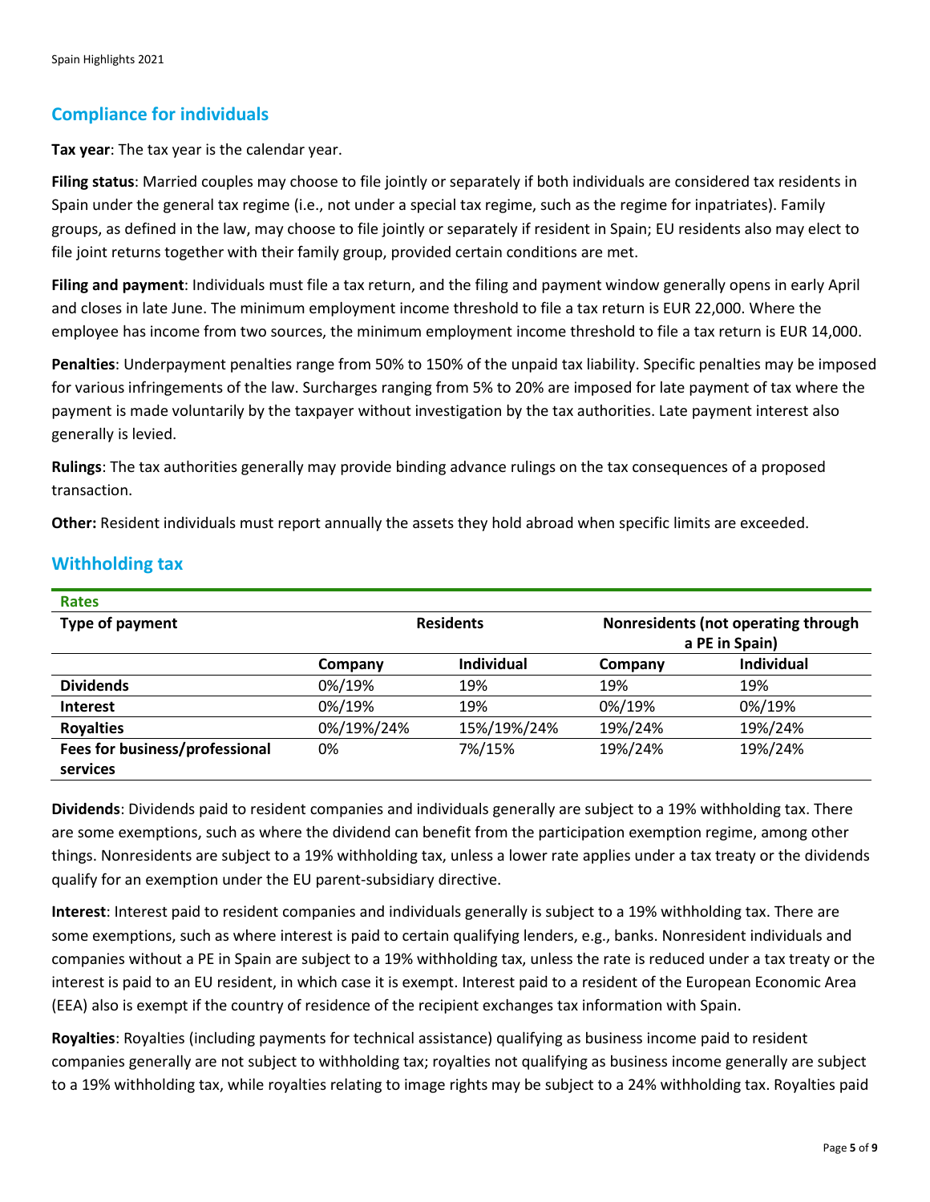## Compliance for individuals

**Tax year**: The tax year is the calendar year.

**Filing status**: Married couples may choose to file jointly or separately if both individuals are considered tax residents in Spain under the general tax regime (i.e., not under a special tax regime, such as the regime for inpatriates). Family groups, as defined in the law, may choose to file jointly or separately if resident in Spain; EU residents also may elect to file joint returns together with their family group, provided certain conditions are met.

**Filing and payment**: Individuals must file a tax return, and the filing and payment window generally opens in early April and closes in late June. The minimum employment income threshold to file a tax return is EUR 22,000. Where the employee has income from two sources, the minimum employment income threshold to file a tax return is EUR 14,000.

**Penalties**: Underpayment penalties range from 50% to 150% of the unpaid tax liability. Specific penalties may be imposed for various infringements of the law. Surcharges ranging from 5% to 20% are imposed for late payment of tax where the payment is made voluntarily by the taxpayer without investigation by the tax authorities. Late payment interest also generally is levied.

**Rulings**: The tax authorities generally may provide binding advance rulings on the tax consequences of a proposed transaction.

**Other:** Resident individuals must report annually the assets they hold abroad when specific limits are exceeded.

## Withholding tax

**Rates**

| Type of payment | Residents | | Nonresidents (not operating through a PE in Spain) | |
|---|---|---|---|---|
| | Company | Individual | Company | Individual |
| **Dividends** | 0%/19% | 19% | 19% | 19% |
| **Interest** | 0%/19% | 19% | 0%/19% | 0%/19% |
| **Royalties** | 0%/19%/24% | 15%/19%/24% | 19%/24% | 19%/24% |
| **Fees for business/professional services** | 0% | 7%/15% | 19%/24% | 19%/24% |

**Dividends**: Dividends paid to resident companies and individuals generally are subject to a 19% withholding tax. There are some exemptions, such as where the dividend can benefit from the participation exemption regime, among other things. Nonresidents are subject to a 19% withholding tax, unless a lower rate applies under a tax treaty or the dividends qualify for an exemption under the EU parent-subsidiary directive.

**Interest**: Interest paid to resident companies and individuals generally is subject to a 19% withholding tax. There are some exemptions, such as where interest is paid to certain qualifying lenders, e.g., banks. Nonresident individuals and companies without a PE in Spain are subject to a 19% withholding tax, unless the rate is reduced under a tax treaty or the interest is paid to an EU resident, in which case it is exempt. Interest paid to a resident of the European Economic Area (EEA) also is exempt if the country of residence of the recipient exchanges tax information with Spain.

**Royalties**: Royalties (including payments for technical assistance) qualifying as business income paid to resident companies generally are not subject to withholding tax; royalties not qualifying as business income generally are subject to a 19% withholding tax, while royalties relating to image rights may be subject to a 24% withholding tax. Royalties paid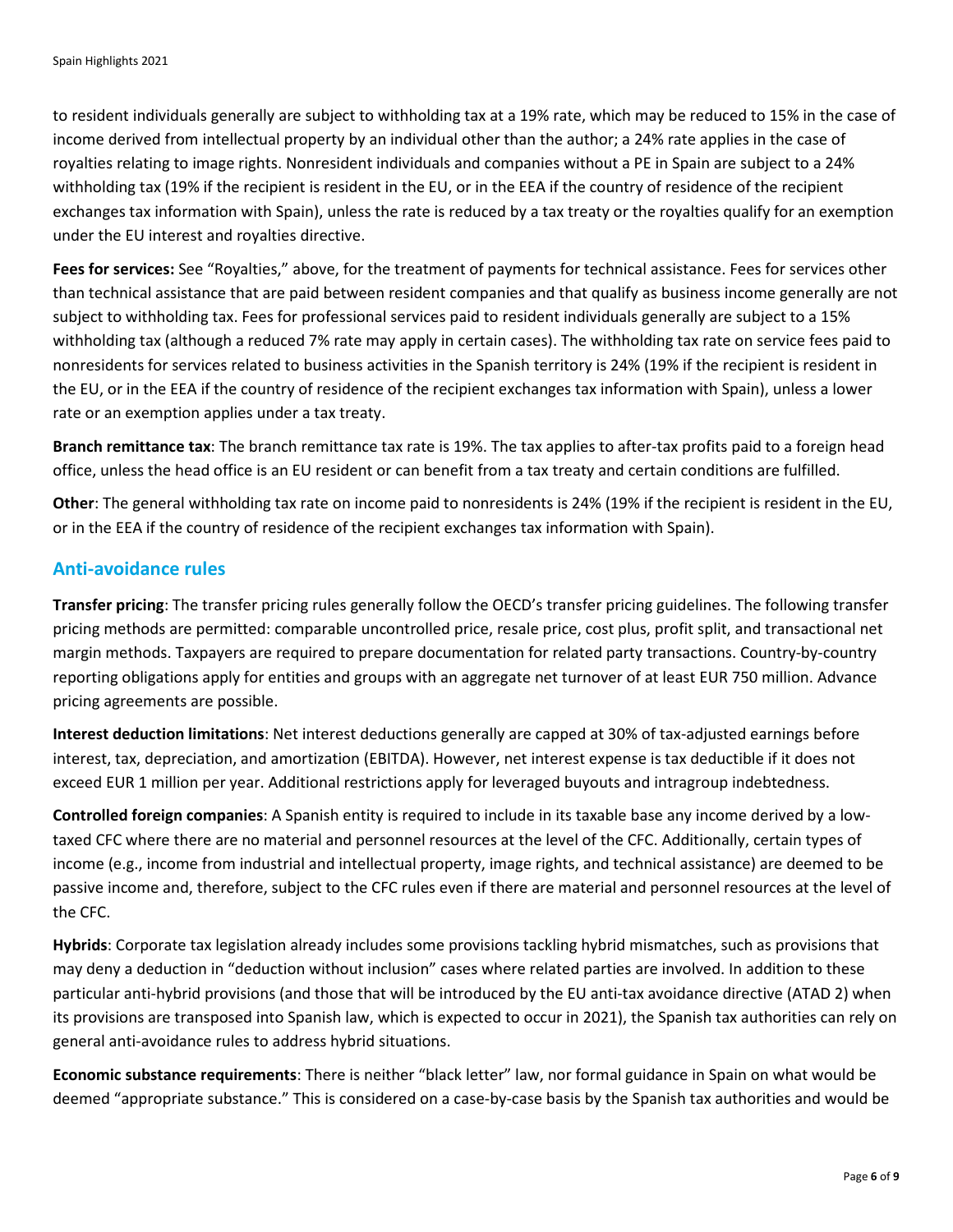to resident individuals generally are subject to withholding tax at a 19% rate, which may be reduced to 15% in the case of income derived from intellectual property by an individual other than the author; a 24% rate applies in the case of royalties relating to image rights. Nonresident individuals and companies without a PE in Spain are subject to a 24% withholding tax (19% if the recipient is resident in the EU, or in the EEA if the country of residence of the recipient exchanges tax information with Spain), unless the rate is reduced by a tax treaty or the royalties qualify for an exemption under the EU interest and royalties directive.

**Fees for services:** See "Royalties," above, for the treatment of payments for technical assistance. Fees for services other than technical assistance that are paid between resident companies and that qualify as business income generally are not subject to withholding tax. Fees for professional services paid to resident individuals generally are subject to a 15% withholding tax (although a reduced 7% rate may apply in certain cases). The withholding tax rate on service fees paid to nonresidents for services related to business activities in the Spanish territory is 24% (19% if the recipient is resident in the EU, or in the EEA if the country of residence of the recipient exchanges tax information with Spain), unless a lower rate or an exemption applies under a tax treaty.

**Branch remittance tax**: The branch remittance tax rate is 19%. The tax applies to after-tax profits paid to a foreign head office, unless the head office is an EU resident or can benefit from a tax treaty and certain conditions are fulfilled.

**Other**: The general withholding tax rate on income paid to nonresidents is 24% (19% if the recipient is resident in the EU, or in the EEA if the country of residence of the recipient exchanges tax information with Spain).

## Anti-avoidance rules

**Transfer pricing**: The transfer pricing rules generally follow the OECD's transfer pricing guidelines. The following transfer pricing methods are permitted: comparable uncontrolled price, resale price, cost plus, profit split, and transactional net margin methods. Taxpayers are required to prepare documentation for related party transactions. Country-by-country reporting obligations apply for entities and groups with an aggregate net turnover of at least EUR 750 million. Advance pricing agreements are possible.

**Interest deduction limitations**: Net interest deductions generally are capped at 30% of tax-adjusted earnings before interest, tax, depreciation, and amortization (EBITDA). However, net interest expense is tax deductible if it does not exceed EUR 1 million per year. Additional restrictions apply for leveraged buyouts and intragroup indebtedness.

**Controlled foreign companies**: A Spanish entity is required to include in its taxable base any income derived by a low-taxed CFC where there are no material and personnel resources at the level of the CFC. Additionally, certain types of income (e.g., income from industrial and intellectual property, image rights, and technical assistance) are deemed to be passive income and, therefore, subject to the CFC rules even if there are material and personnel resources at the level of the CFC.

**Hybrids**: Corporate tax legislation already includes some provisions tackling hybrid mismatches, such as provisions that may deny a deduction in "deduction without inclusion" cases where related parties are involved. In addition to these particular anti-hybrid provisions (and those that will be introduced by the EU anti-tax avoidance directive (ATAD 2) when its provisions are transposed into Spanish law, which is expected to occur in 2021), the Spanish tax authorities can rely on general anti-avoidance rules to address hybrid situations.

**Economic substance requirements**: There is neither "black letter" law, nor formal guidance in Spain on what would be deemed "appropriate substance." This is considered on a case-by-case basis by the Spanish tax authorities and would be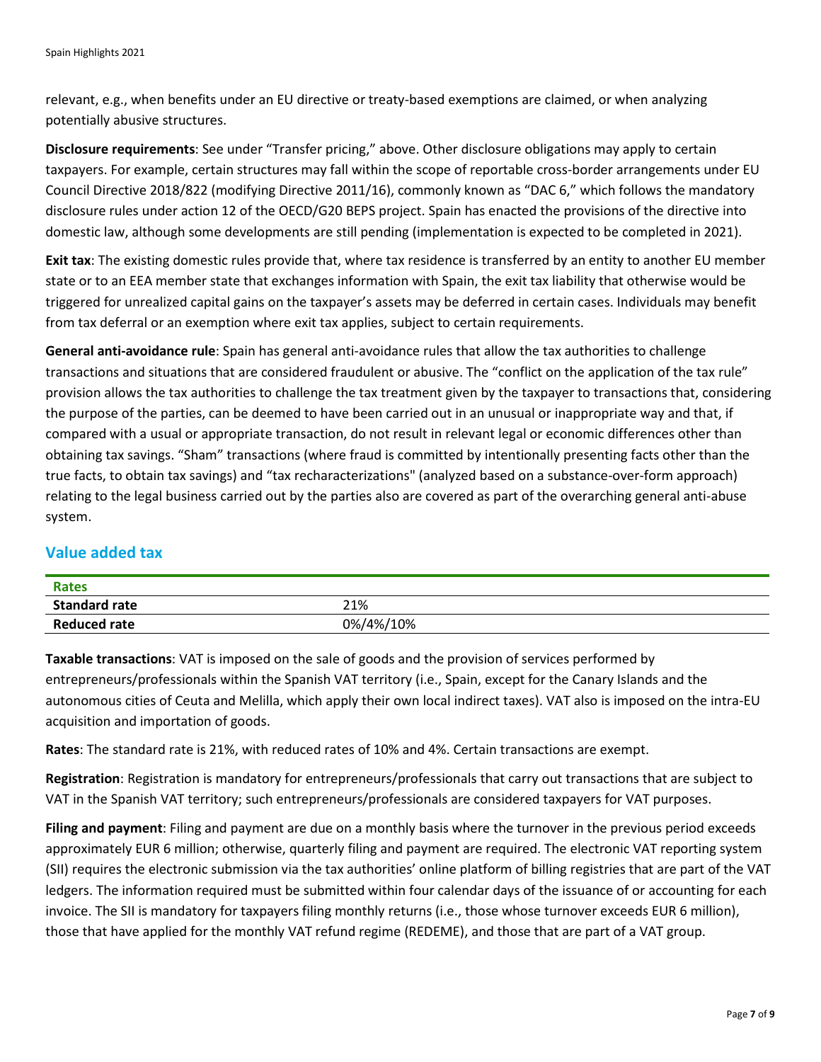relevant, e.g., when benefits under an EU directive or treaty-based exemptions are claimed, or when analyzing potentially abusive structures.

**Disclosure requirements**: See under "Transfer pricing," above. Other disclosure obligations may apply to certain taxpayers. For example, certain structures may fall within the scope of reportable cross-border arrangements under EU Council Directive 2018/822 (modifying Directive 2011/16), commonly known as "DAC 6," which follows the mandatory disclosure rules under action 12 of the OECD/G20 BEPS project. Spain has enacted the provisions of the directive into domestic law, although some developments are still pending (implementation is expected to be completed in 2021).

**Exit tax**: The existing domestic rules provide that, where tax residence is transferred by an entity to another EU member state or to an EEA member state that exchanges information with Spain, the exit tax liability that otherwise would be triggered for unrealized capital gains on the taxpayer's assets may be deferred in certain cases. Individuals may benefit from tax deferral or an exemption where exit tax applies, subject to certain requirements.

**General anti-avoidance rule**: Spain has general anti-avoidance rules that allow the tax authorities to challenge transactions and situations that are considered fraudulent or abusive. The "conflict on the application of the tax rule" provision allows the tax authorities to challenge the tax treatment given by the taxpayer to transactions that, considering the purpose of the parties, can be deemed to have been carried out in an unusual or inappropriate way and that, if compared with a usual or appropriate transaction, do not result in relevant legal or economic differences other than obtaining tax savings. "Sham" transactions (where fraud is committed by intentionally presenting facts other than the true facts, to obtain tax savings) and "tax recharacterizations" (analyzed based on a substance-over-form approach) relating to the legal business carried out by the parties also are covered as part of the overarching general anti-abuse system.

## Value added tax

| Rates | |
|---|---|
| **Standard rate** | 21% |
| **Reduced rate** | 0%/4%/10% |

**Taxable transactions**: VAT is imposed on the sale of goods and the provision of services performed by entrepreneurs/professionals within the Spanish VAT territory (i.e., Spain, except for the Canary Islands and the autonomous cities of Ceuta and Melilla, which apply their own local indirect taxes). VAT also is imposed on the intra-EU acquisition and importation of goods.

**Rates**: The standard rate is 21%, with reduced rates of 10% and 4%. Certain transactions are exempt.

**Registration**: Registration is mandatory for entrepreneurs/professionals that carry out transactions that are subject to VAT in the Spanish VAT territory; such entrepreneurs/professionals are considered taxpayers for VAT purposes.

**Filing and payment**: Filing and payment are due on a monthly basis where the turnover in the previous period exceeds approximately EUR 6 million; otherwise, quarterly filing and payment are required. The electronic VAT reporting system (SII) requires the electronic submission via the tax authorities' online platform of billing registries that are part of the VAT ledgers. The information required must be submitted within four calendar days of the issuance of or accounting for each invoice. The SII is mandatory for taxpayers filing monthly returns (i.e., those whose turnover exceeds EUR 6 million), those that have applied for the monthly VAT refund regime (REDEME), and those that are part of a VAT group.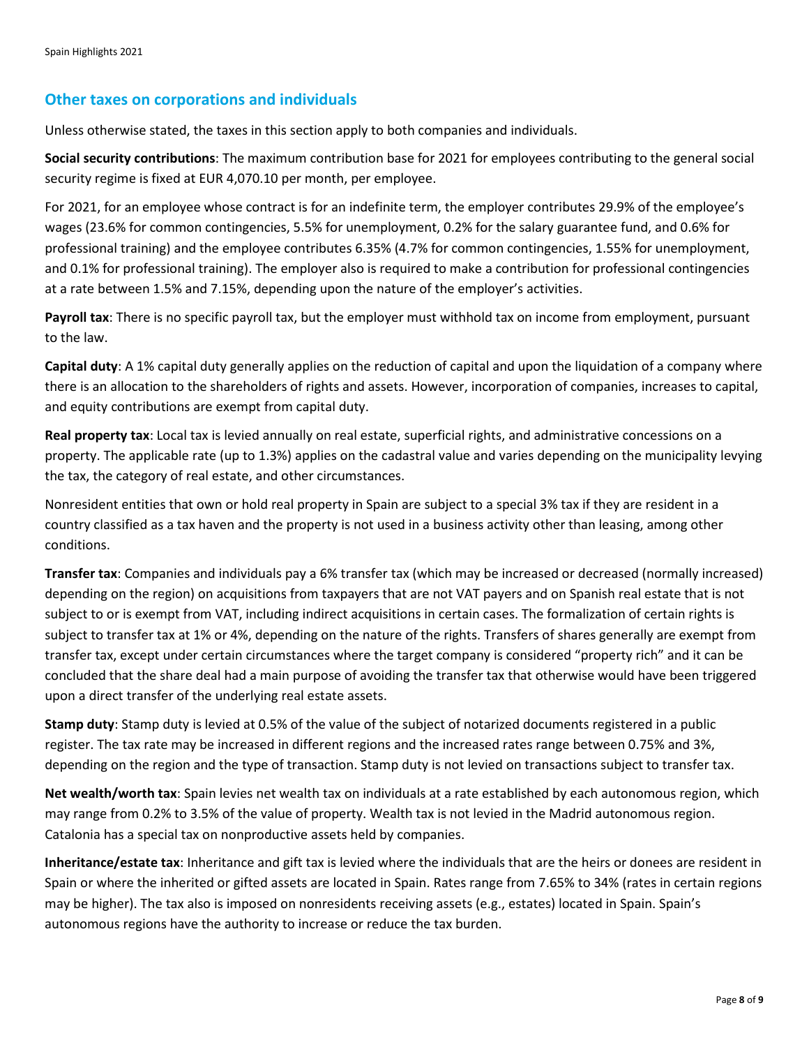## Other taxes on corporations and individuals

Unless otherwise stated, the taxes in this section apply to both companies and individuals.

**Social security contributions**: The maximum contribution base for 2021 for employees contributing to the general social security regime is fixed at EUR 4,070.10 per month, per employee.

For 2021, for an employee whose contract is for an indefinite term, the employer contributes 29.9% of the employee's wages (23.6% for common contingencies, 5.5% for unemployment, 0.2% for the salary guarantee fund, and 0.6% for professional training) and the employee contributes 6.35% (4.7% for common contingencies, 1.55% for unemployment, and 0.1% for professional training). The employer also is required to make a contribution for professional contingencies at a rate between 1.5% and 7.15%, depending upon the nature of the employer's activities.

**Payroll tax**: There is no specific payroll tax, but the employer must withhold tax on income from employment, pursuant to the law.

**Capital duty**: A 1% capital duty generally applies on the reduction of capital and upon the liquidation of a company where there is an allocation to the shareholders of rights and assets. However, incorporation of companies, increases to capital, and equity contributions are exempt from capital duty.

**Real property tax**: Local tax is levied annually on real estate, superficial rights, and administrative concessions on a property. The applicable rate (up to 1.3%) applies on the cadastral value and varies depending on the municipality levying the tax, the category of real estate, and other circumstances.

Nonresident entities that own or hold real property in Spain are subject to a special 3% tax if they are resident in a country classified as a tax haven and the property is not used in a business activity other than leasing, among other conditions.

**Transfer tax**: Companies and individuals pay a 6% transfer tax (which may be increased or decreased (normally increased) depending on the region) on acquisitions from taxpayers that are not VAT payers and on Spanish real estate that is not subject to or is exempt from VAT, including indirect acquisitions in certain cases. The formalization of certain rights is subject to transfer tax at 1% or 4%, depending on the nature of the rights. Transfers of shares generally are exempt from transfer tax, except under certain circumstances where the target company is considered "property rich" and it can be concluded that the share deal had a main purpose of avoiding the transfer tax that otherwise would have been triggered upon a direct transfer of the underlying real estate assets.

**Stamp duty**: Stamp duty is levied at 0.5% of the value of the subject of notarized documents registered in a public register. The tax rate may be increased in different regions and the increased rates range between 0.75% and 3%, depending on the region and the type of transaction. Stamp duty is not levied on transactions subject to transfer tax.

**Net wealth/worth tax**: Spain levies net wealth tax on individuals at a rate established by each autonomous region, which may range from 0.2% to 3.5% of the value of property. Wealth tax is not levied in the Madrid autonomous region. Catalonia has a special tax on nonproductive assets held by companies.

**Inheritance/estate tax**: Inheritance and gift tax is levied where the individuals that are the heirs or donees are resident in Spain or where the inherited or gifted assets are located in Spain. Rates range from 7.65% to 34% (rates in certain regions may be higher). The tax also is imposed on nonresidents receiving assets (e.g., estates) located in Spain. Spain's autonomous regions have the authority to increase or reduce the tax burden.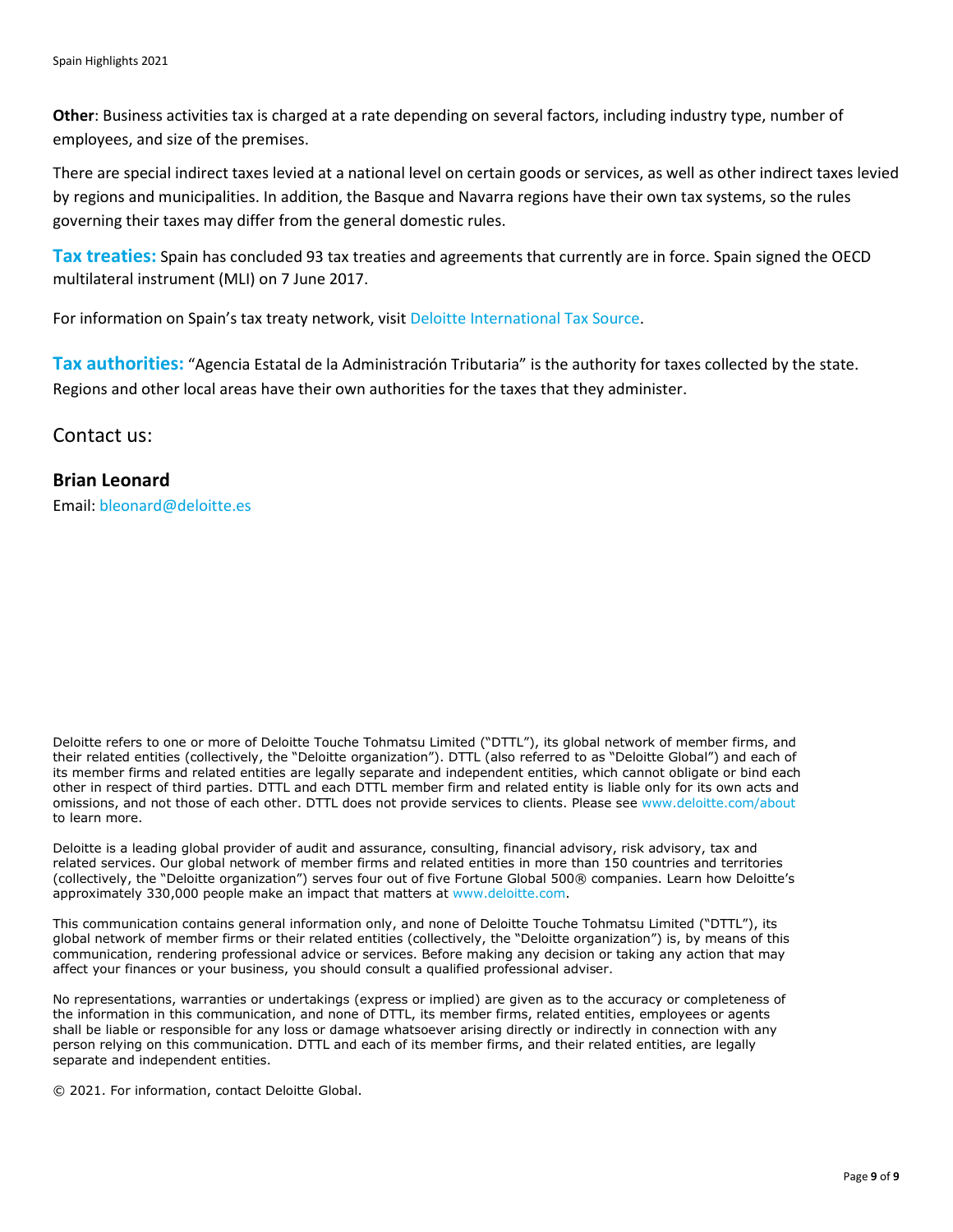**Other**: Business activities tax is charged at a rate depending on several factors, including industry type, number of employees, and size of the premises.

There are special indirect taxes levied at a national level on certain goods or services, as well as other indirect taxes levied by regions and municipalities. In addition, the Basque and Navarra regions have their own tax systems, so the rules governing their taxes may differ from the general domestic rules.

**Tax treaties:** Spain has concluded 93 tax treaties and agreements that currently are in force. Spain signed the OECD multilateral instrument (MLI) on 7 June 2017.

For information on Spain's tax treaty network, visit Deloitte International Tax Source.

**Tax authorities:** "Agencia Estatal de la Administración Tributaria" is the authority for taxes collected by the state. Regions and other local areas have their own authorities for the taxes that they administer.

## Contact us:

**Brian Leonard**

Email: bleonard@deloitte.es

Deloitte refers to one or more of Deloitte Touche Tohmatsu Limited ("DTTL"), its global network of member firms, and their related entities (collectively, the "Deloitte organization"). DTTL (also referred to as "Deloitte Global") and each of its member firms and related entities are legally separate and independent entities, which cannot obligate or bind each other in respect of third parties. DTTL and each DTTL member firm and related entity is liable only for its own acts and omissions, and not those of each other. DTTL does not provide services to clients. Please see www.deloitte.com/about to learn more.

Deloitte is a leading global provider of audit and assurance, consulting, financial advisory, risk advisory, tax and related services. Our global network of member firms and related entities in more than 150 countries and territories (collectively, the "Deloitte organization") serves four out of five Fortune Global 500® companies. Learn how Deloitte's approximately 330,000 people make an impact that matters at www.deloitte.com.

This communication contains general information only, and none of Deloitte Touche Tohmatsu Limited ("DTTL"), its global network of member firms or their related entities (collectively, the "Deloitte organization") is, by means of this communication, rendering professional advice or services. Before making any decision or taking any action that may affect your finances or your business, you should consult a qualified professional adviser.

No representations, warranties or undertakings (express or implied) are given as to the accuracy or completeness of the information in this communication, and none of DTTL, its member firms, related entities, employees or agents shall be liable or responsible for any loss or damage whatsoever arising directly or indirectly in connection with any person relying on this communication. DTTL and each of its member firms, and their related entities, are legally separate and independent entities.

© 2021. For information, contact Deloitte Global.